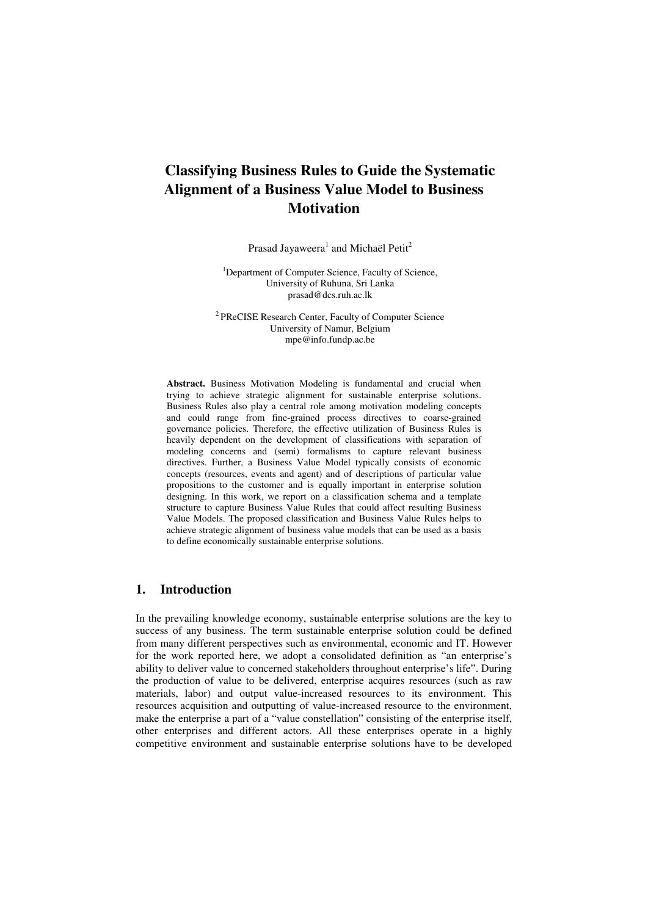# Classifying Business Rules to Guide the Systematic Alignment of a Business Value Model to Business Motivation

Prasad Jayaweera[1] and Michaël Petit[2]

[1]Department of Computer Science, Faculty of Science, University of Ruhuna, Sri Lanka
prasad@dcs.ruh.ac.lk

[2] PReCISE Research Center, Faculty of Computer Science University of Namur, Belgium
mpe@info.fundp.ac.be

**Abstract.** Business Motivation Modeling is fundamental and crucial when trying to achieve strategic alignment for sustainable enterprise solutions. Business Rules also play a central role among motivation modeling concepts and could range from fine-grained process directives to coarse-grained governance policies. Therefore, the effective utilization of Business Rules is heavily dependent on the development of classifications with separation of modeling concerns and (semi) formalisms to capture relevant business directives. Further, a Business Value Model typically consists of economic concepts (resources, events and agent) and of descriptions of particular value propositions to the customer and is equally important in enterprise solution designing. In this work, we report on a classification schema and a template structure to capture Business Value Rules that could affect resulting Business Value Models. The proposed classification and Business Value Rules helps to achieve strategic alignment of business value models that can be used as a basis to define economically sustainable enterprise solutions.

## 1. Introduction

In the prevailing knowledge economy, sustainable enterprise solutions are the key to success of any business. The term sustainable enterprise solution could be defined from many different perspectives such as environmental, economic and IT. However for the work reported here, we adopt a consolidated definition as "an enterprise's ability to deliver value to concerned stakeholders throughout enterprise's life". During the production of value to be delivered, enterprise acquires resources (such as raw materials, labor) and output value-increased resources to its environment. This resources acquisition and outputting of value-increased resource to the environment, make the enterprise a part of a "value constellation" consisting of the enterprise itself, other enterprises and different actors. All these enterprises operate in a highly competitive environment and sustainable enterprise solutions have to be developed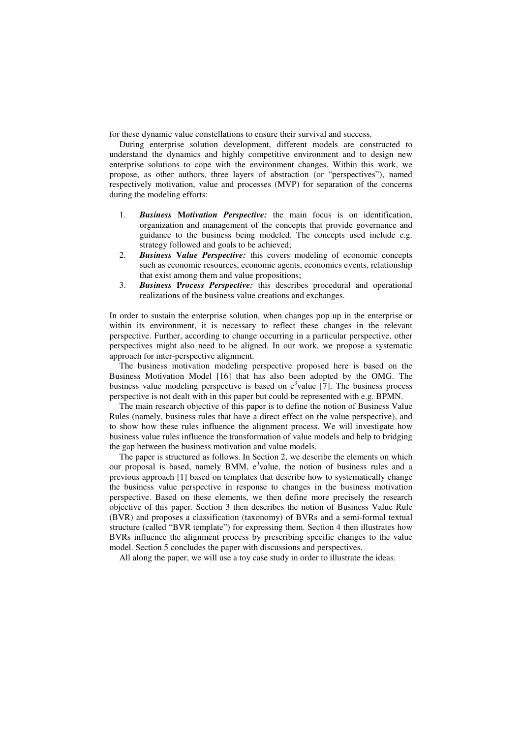for these dynamic value constellations to ensure their survival and success.

During enterprise solution development, different models are constructed to understand the dynamics and highly competitive environment and to design new enterprise solutions to cope with the environment changes. Within this work, we propose, as other authors, three layers of abstraction (or "perspectives"), named respectively motivation, value and processes (MVP) for separation of the concerns during the modeling efforts:

1. ***Business* M*otivation Perspective:*** the main focus is on identification, organization and management of the concepts that provide governance and guidance to the business being modeled. The concepts used include e.g. strategy followed and goals to be achieved;
2. ***Business* V*alue Perspective:*** this covers modeling of economic concepts such as economic resources, economic agents, economics events, relationship that exist among them and value propositions;
3. ***Business* P*rocess Perspective:*** this describes procedural and operational realizations of the business value creations and exchanges.

In order to sustain the enterprise solution, when changes pop up in the enterprise or within its environment, it is necessary to reflect these changes in the relevant perspective. Further, according to change occurring in a particular perspective, other perspectives might also need to be aligned. In our work, we propose a systematic approach for inter-perspective alignment.

The business motivation modeling perspective proposed here is based on the Business Motivation Model [16] that has also been adopted by the OMG. The business value modeling perspective is based on $e^3$value [7]. The business process perspective is not dealt with in this paper but could be represented with e.g. BPMN.

The main research objective of this paper is to define the notion of Business Value Rules (namely, business rules that have a direct effect on the value perspective), and to show how these rules influence the alignment process. We will investigate how business value rules influence the transformation of value models and help to bridging the gap between the business motivation and value models.

The paper is structured as follows. In Section 2, we describe the elements on which our proposal is based, namely BMM, $e^3$value, the notion of business rules and a previous approach [1] based on templates that describe how to systematically change the business value perspective in response to changes in the business motivation perspective. Based on these elements, we then define more precisely the research objective of this paper. Section 3 then describes the notion of Business Value Rule (BVR) and proposes a classification (taxonomy) of BVRs and a semi-formal textual structure (called "BVR template") for expressing them. Section 4 then illustrates how BVRs influence the alignment process by prescribing specific changes to the value model. Section 5 concludes the paper with discussions and perspectives.

All along the paper, we will use a toy case study in order to illustrate the ideas.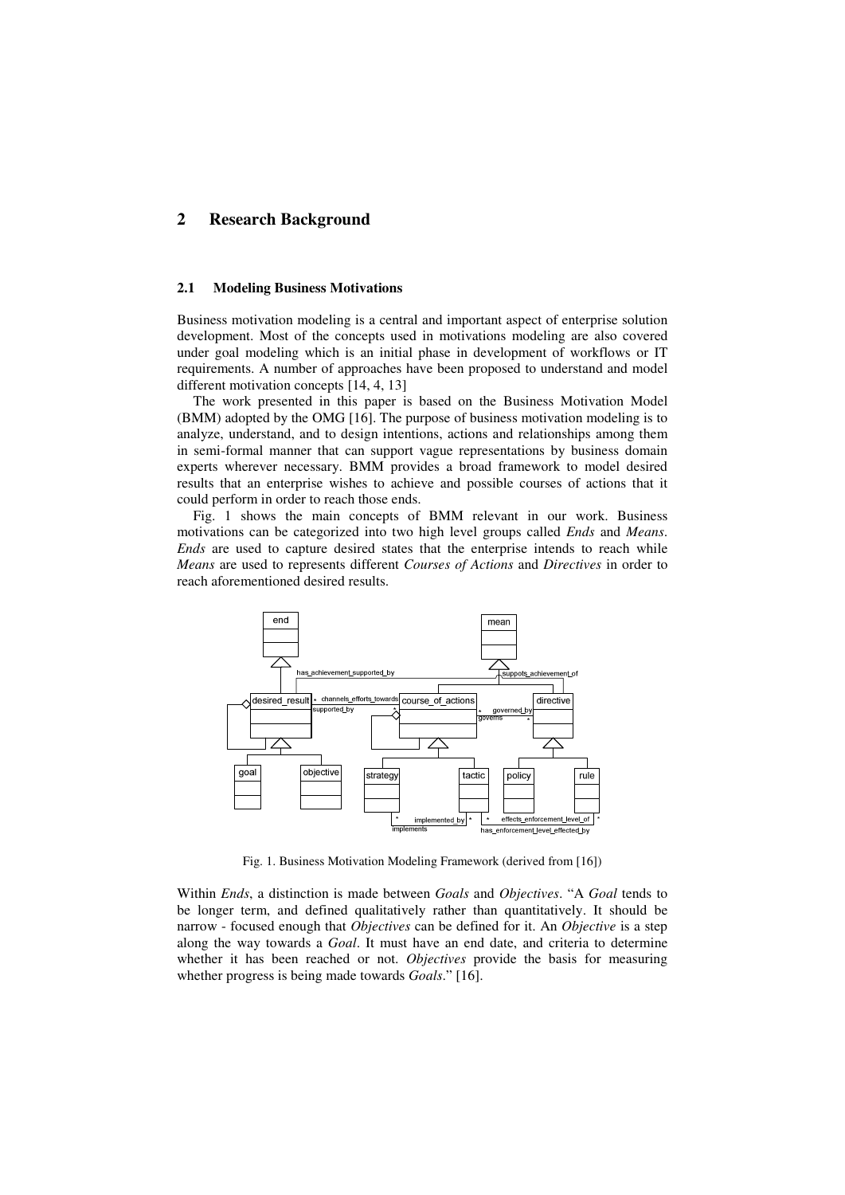## 2 Research Background

### 2.1 Modeling Business Motivations

Business motivation modeling is a central and important aspect of enterprise solution development. Most of the concepts used in motivations modeling are also covered under goal modeling which is an initial phase in development of workflows or IT requirements. A number of approaches have been proposed to understand and model different motivation concepts [14, 4, 13]

The work presented in this paper is based on the Business Motivation Model (BMM) adopted by the OMG [16]. The purpose of business motivation modeling is to analyze, understand, and to design intentions, actions and relationships among them in semi-formal manner that can support vague representations by business domain experts wherever necessary. BMM provides a broad framework to model desired results that an enterprise wishes to achieve and possible courses of actions that it could perform in order to reach those ends.

Fig. 1 shows the main concepts of BMM relevant in our work. Business motivations can be categorized into two high level groups called *Ends* and *Means*. *Ends* are used to capture desired states that the enterprise intends to reach while *Means* are used to represents different *Courses of Actions* and *Directives* in order to reach aforementioned desired results.

Fig. 1. Business Motivation Modeling Framework (derived from [16])

Within *Ends*, a distinction is made between *Goals* and *Objectives*. "A *Goal* tends to be longer term, and defined qualitatively rather than quantitatively. It should be narrow - focused enough that *Objectives* can be defined for it. An *Objective* is a step along the way towards a *Goal*. It must have an end date, and criteria to determine whether it has been reached or not. *Objectives* provide the basis for measuring whether progress is being made towards *Goals*." [16].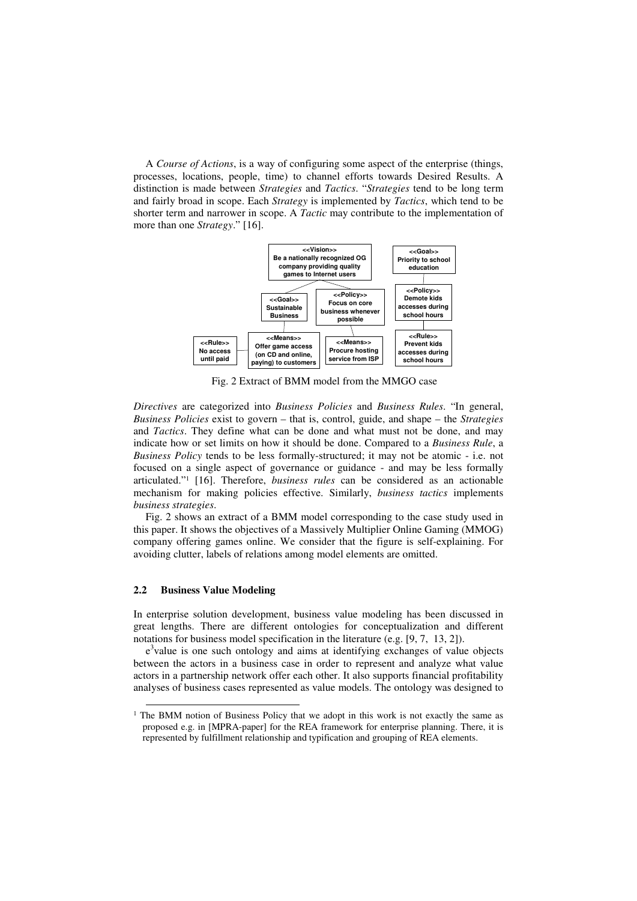A *Course of Actions*, is a way of configuring some aspect of the enterprise (things, processes, locations, people, time) to channel efforts towards Desired Results. A distinction is made between *Strategies* and *Tactics*. "*Strategies* tend to be long term and fairly broad in scope. Each *Strategy* is implemented by *Tactics*, which tend to be shorter term and narrower in scope. A *Tactic* may contribute to the implementation of more than one *Strategy*." [16].

Fig. 2 Extract of BMM model from the MMGO case

*Directives* are categorized into *Business Policies* and *Business Rules*. "In general, *Business Policies* exist to govern – that is, control, guide, and shape – the *Strategies* and *Tactics*. They define what can be done and what must not be done, and may indicate how or set limits on how it should be done. Compared to a *Business Rule*, a *Business Policy* tends to be less formally-structured; it may not be atomic - i.e. not focused on a single aspect of governance or guidance - and may be less formally articulated."[1] [16]. Therefore, *business rules* can be considered as an actionable mechanism for making policies effective. Similarly, *business tactics* implements *business strategies*.

Fig. 2 shows an extract of a BMM model corresponding to the case study used in this paper. It shows the objectives of a Massively Multiplier Online Gaming (MMOG) company offering games online. We consider that the figure is self-explaining. For avoiding clutter, labels of relations among model elements are omitted.

### 2.2 Business Value Modeling

In enterprise solution development, business value modeling has been discussed in great lengths. There are different ontologies for conceptualization and different notations for business model specification in the literature (e.g. [9, 7, 13, 2]).

$e^3$value is one such ontology and aims at identifying exchanges of value objects between the actors in a business case in order to represent and analyze what value actors in a partnership network offer each other. It also supports financial profitability analyses of business cases represented as value models. The ontology was designed to

---

[1] The BMM notion of Business Policy that we adopt in this work is not exactly the same as proposed e.g. in [MPRA-paper] for the REA framework for enterprise planning. There, it is represented by fulfillment relationship and typification and grouping of REA elements.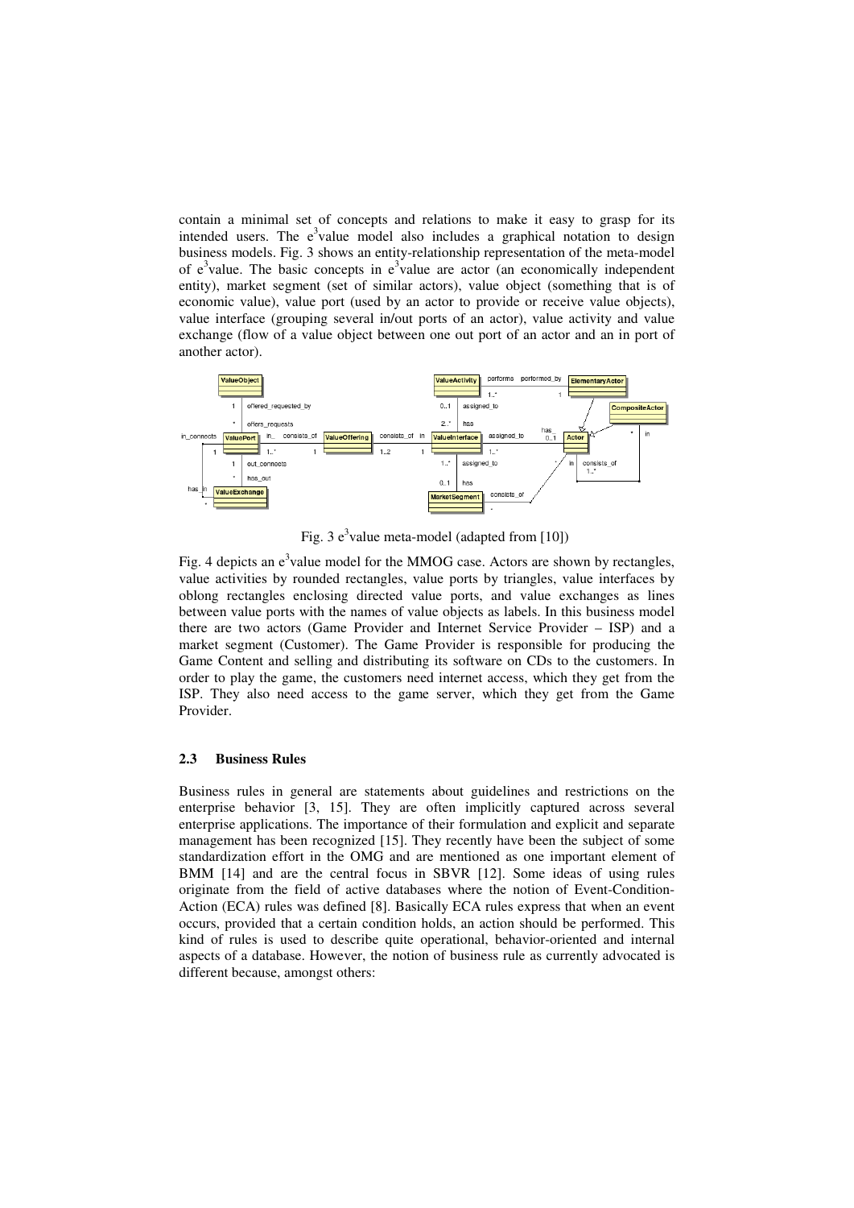contain a minimal set of concepts and relations to make it easy to grasp for its intended users. The e$^3$value model also includes a graphical notation to design business models. Fig. 3 shows an entity-relationship representation of the meta-model of e$^3$value. The basic concepts in e$^3$value are actor (an economically independent entity), market segment (set of similar actors), value object (something that is of economic value), value port (used by an actor to provide or receive value objects), value interface (grouping several in/out ports of an actor), value activity and value exchange (flow of a value object between one out port of an actor and an in port of another actor).

Fig. 3 e$^3$value meta-model (adapted from [10])

Fig. 4 depicts an e$^3$value model for the MMOG case. Actors are shown by rectangles, value activities by rounded rectangles, value ports by triangles, value interfaces by oblong rectangles enclosing directed value ports, and value exchanges as lines between value ports with the names of value objects as labels. In this business model there are two actors (Game Provider and Internet Service Provider – ISP) and a market segment (Customer). The Game Provider is responsible for producing the Game Content and selling and distributing its software on CDs to the customers. In order to play the game, the customers need internet access, which they get from the ISP. They also need access to the game server, which they get from the Game Provider.

### 2.3 Business Rules

Business rules in general are statements about guidelines and restrictions on the enterprise behavior [3, 15]. They are often implicitly captured across several enterprise applications. The importance of their formulation and explicit and separate management has been recognized [15]. They recently have been the subject of some standardization effort in the OMG and are mentioned as one important element of BMM [14] and are the central focus in SBVR [12]. Some ideas of using rules originate from the field of active databases where the notion of Event-Condition-Action (ECA) rules was defined [8]. Basically ECA rules express that when an event occurs, provided that a certain condition holds, an action should be performed. This kind of rules is used to describe quite operational, behavior-oriented and internal aspects of a database. However, the notion of business rule as currently advocated is different because, amongst others: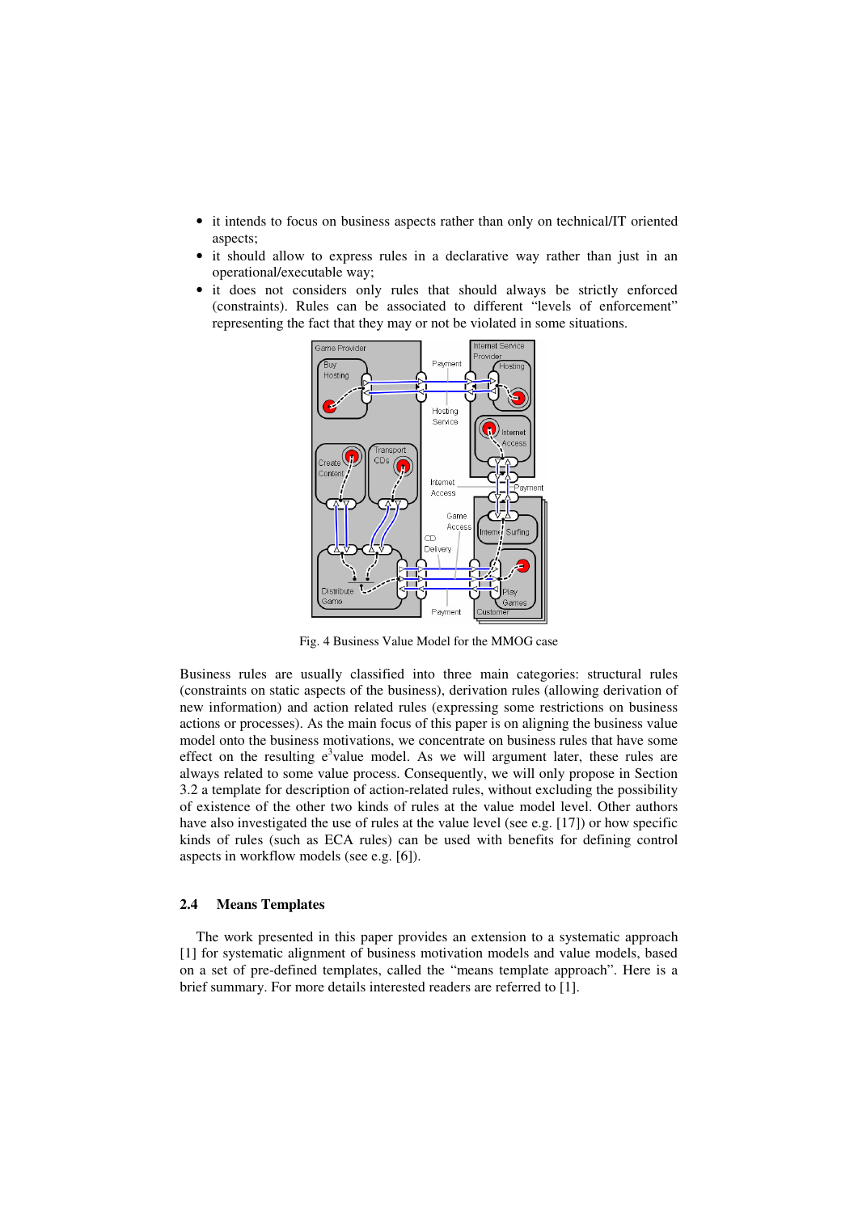- it intends to focus on business aspects rather than only on technical/IT oriented aspects;
- it should allow to express rules in a declarative way rather than just in an operational/executable way;
- it does not considers only rules that should always be strictly enforced (constraints). Rules can be associated to different "levels of enforcement" representing the fact that they may or not be violated in some situations.

Fig. 4 Business Value Model for the MMOG case

Business rules are usually classified into three main categories: structural rules (constraints on static aspects of the business), derivation rules (allowing derivation of new information) and action related rules (expressing some restrictions on business actions or processes). As the main focus of this paper is on aligning the business value model onto the business motivations, we concentrate on business rules that have some effect on the resulting $e^3$value model. As we will argument later, these rules are always related to some value process. Consequently, we will only propose in Section 3.2 a template for description of action-related rules, without excluding the possibility of existence of the other two kinds of rules at the value model level. Other authors have also investigated the use of rules at the value level (see e.g. [17]) or how specific kinds of rules (such as ECA rules) can be used with benefits for defining control aspects in workflow models (see e.g. [6]).

### 2.4 Means Templates

The work presented in this paper provides an extension to a systematic approach [1] for systematic alignment of business motivation models and value models, based on a set of pre-defined templates, called the "means template approach". Here is a brief summary. For more details interested readers are referred to [1].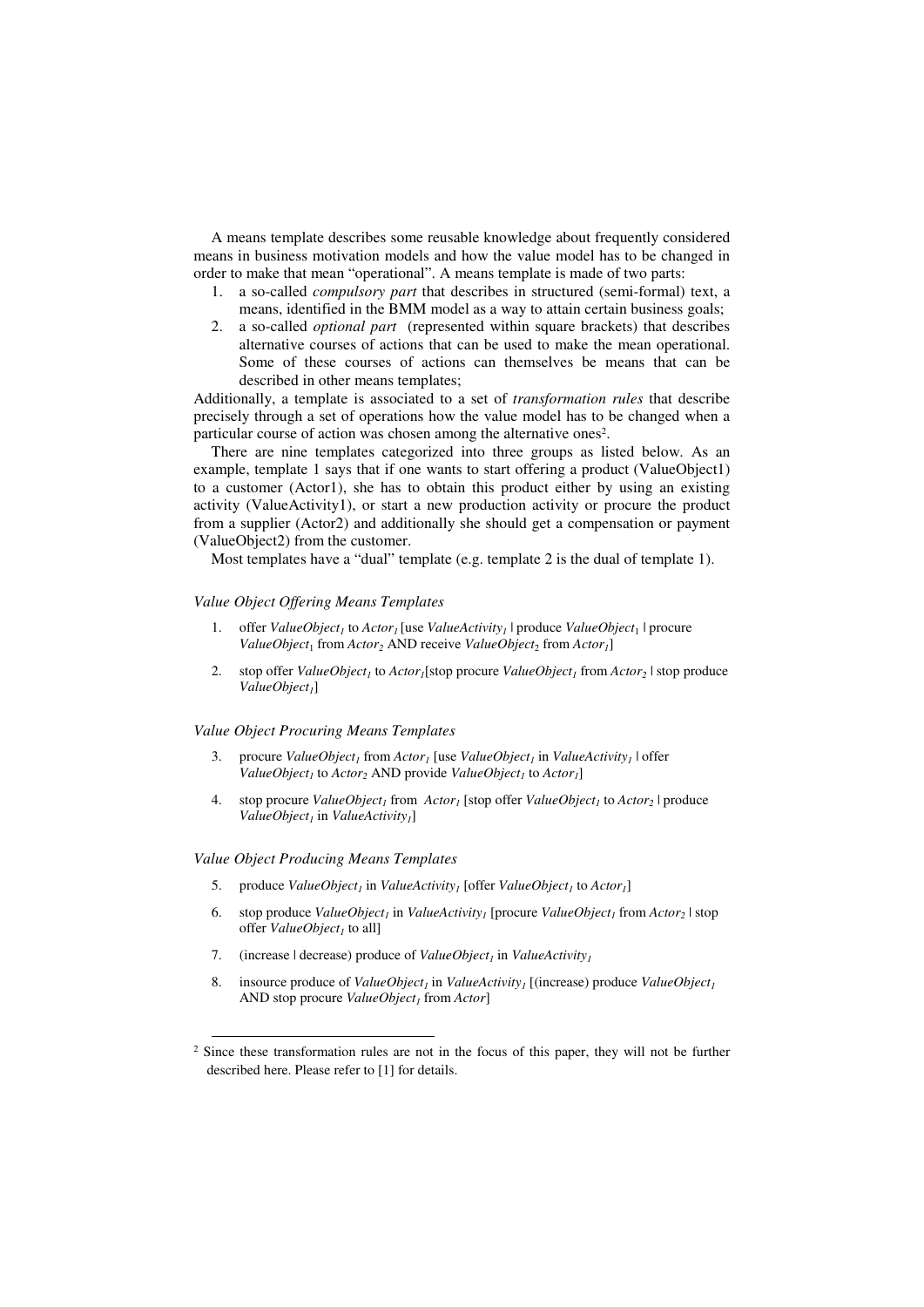A means template describes some reusable knowledge about frequently considered means in business motivation models and how the value model has to be changed in order to make that mean "operational". A means template is made of two parts:

1. a so-called *compulsory part* that describes in structured (semi-formal) text, a means, identified in the BMM model as a way to attain certain business goals;
2. a so-called *optional part* (represented within square brackets) that describes alternative courses of actions that can be used to make the mean operational. Some of these courses of actions can themselves be means that can be described in other means templates;

Additionally, a template is associated to a set of *transformation rules* that describe precisely through a set of operations how the value model has to be changed when a particular course of action was chosen among the alternative ones[2].

There are nine templates categorized into three groups as listed below. As an example, template 1 says that if one wants to start offering a product (ValueObject1) to a customer (Actor1), she has to obtain this product either by using an existing activity (ValueActivity1), or start a new production activity or procure the product from a supplier (Actor2) and additionally she should get a compensation or payment (ValueObject2) from the customer.

Most templates have a "dual" template (e.g. template 2 is the dual of template 1).

*Value Object Offering Means Templates*

1. offer $ValueObject_1$ to $Actor_1$ [use $ValueActivity_1$ | produce $ValueObject_1$ | procure $ValueObject_1$ from $Actor_2$ AND receive $ValueObject_2$ from $Actor_1$]
2. stop offer $ValueObject_1$ to $Actor_1$[stop procure $ValueObject_1$ from $Actor_2$ | stop produce $ValueObject_1$]

*Value Object Procuring Means Templates*

3. procure $ValueObject_1$ from $Actor_1$ [use $ValueObject_1$ in $ValueActivity_1$ | offer $ValueObject_1$ to $Actor_2$ AND provide $ValueObject_1$ to $Actor_1$]
4. stop procure $ValueObject_1$ from $Actor_1$ [stop offer $ValueObject_1$ to $Actor_2$ | produce $ValueObject_1$ in $ValueActivity_1$]

*Value Object Producing Means Templates*

5. produce $ValueObject_1$ in $ValueActivity_1$ [offer $ValueObject_1$ to $Actor_1$]
6. stop produce $ValueObject_1$ in $ValueActivity_1$ [procure $ValueObject_1$ from $Actor_2$ | stop offer $ValueObject_1$ to all]
7. (increase | decrease) produce of $ValueObject_1$ in $ValueActivity_1$
8. insource produce of $ValueObject_1$ in $ValueActivity_1$ [(increase) produce $ValueObject_1$ AND stop procure $ValueObject_1$ from *Actor*]

---

[2] Since these transformation rules are not in the focus of this paper, they will not be further described here. Please refer to [1] for details.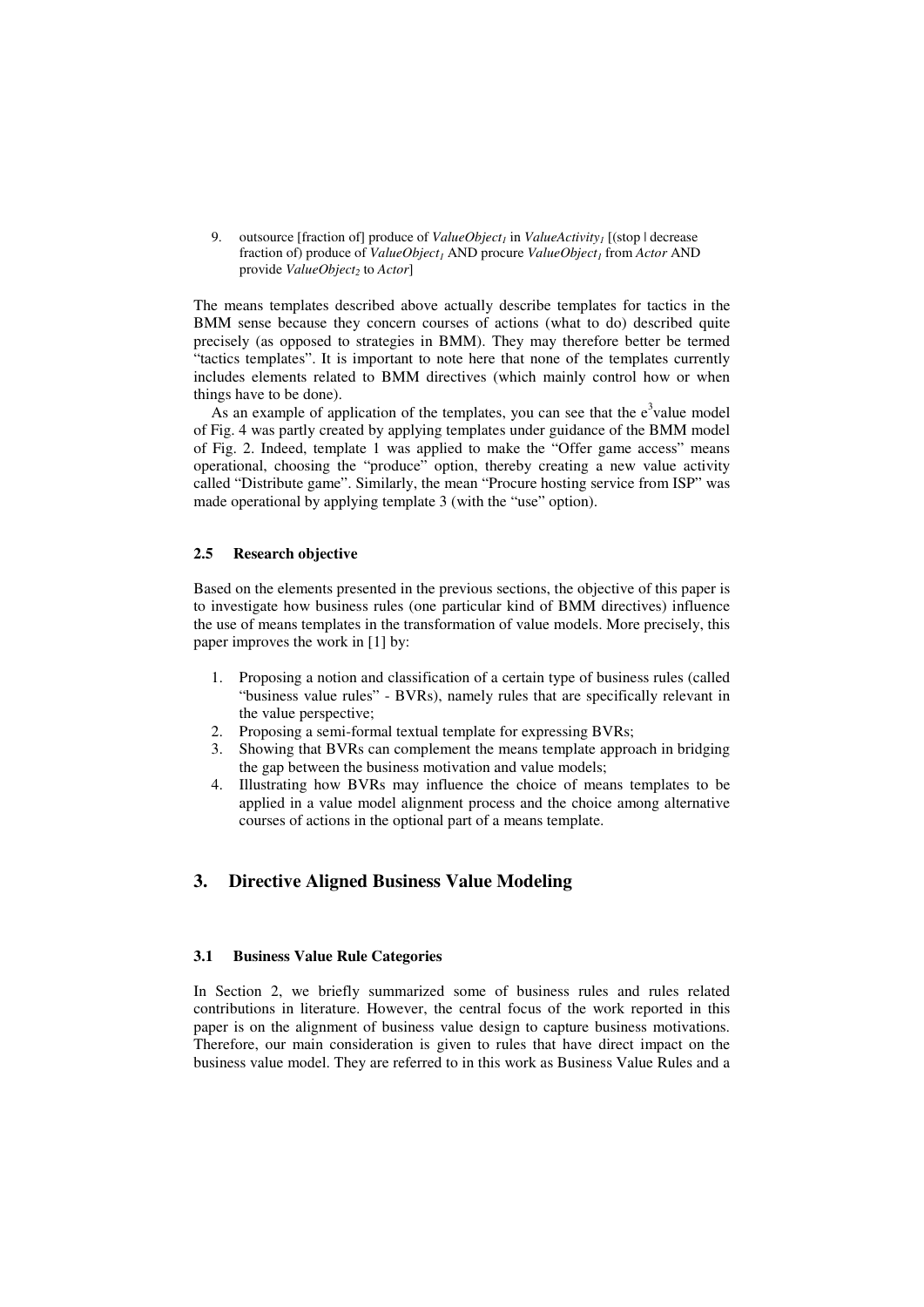9. outsource [fraction of] produce of *ValueObject*$_1$ in *ValueActivity*$_1$ [(stop | decrease fraction of) produce of *ValueObject*$_1$ AND procure *ValueObject*$_1$ from *Actor* AND provide *ValueObject*$_2$ to *Actor*]

The means templates described above actually describe templates for tactics in the BMM sense because they concern courses of actions (what to do) described quite precisely (as opposed to strategies in BMM). They may therefore better be termed "tactics templates". It is important to note here that none of the templates currently includes elements related to BMM directives (which mainly control how or when things have to be done).

As an example of application of the templates, you can see that the e$^3$value model of Fig. 4 was partly created by applying templates under guidance of the BMM model of Fig. 2. Indeed, template 1 was applied to make the "Offer game access" means operational, choosing the "produce" option, thereby creating a new value activity called "Distribute game". Similarly, the mean "Procure hosting service from ISP" was made operational by applying template 3 (with the "use" option).

### 2.5 Research objective

Based on the elements presented in the previous sections, the objective of this paper is to investigate how business rules (one particular kind of BMM directives) influence the use of means templates in the transformation of value models. More precisely, this paper improves the work in [1] by:

1. Proposing a notion and classification of a certain type of business rules (called "business value rules" - BVRs), namely rules that are specifically relevant in the value perspective;
2. Proposing a semi-formal textual template for expressing BVRs;
3. Showing that BVRs can complement the means template approach in bridging the gap between the business motivation and value models;
4. Illustrating how BVRs may influence the choice of means templates to be applied in a value model alignment process and the choice among alternative courses of actions in the optional part of a means template.

## 3. Directive Aligned Business Value Modeling

### 3.1 Business Value Rule Categories

In Section 2, we briefly summarized some of business rules and rules related contributions in literature. However, the central focus of the work reported in this paper is on the alignment of business value design to capture business motivations. Therefore, our main consideration is given to rules that have direct impact on the business value model. They are referred to in this work as Business Value Rules and a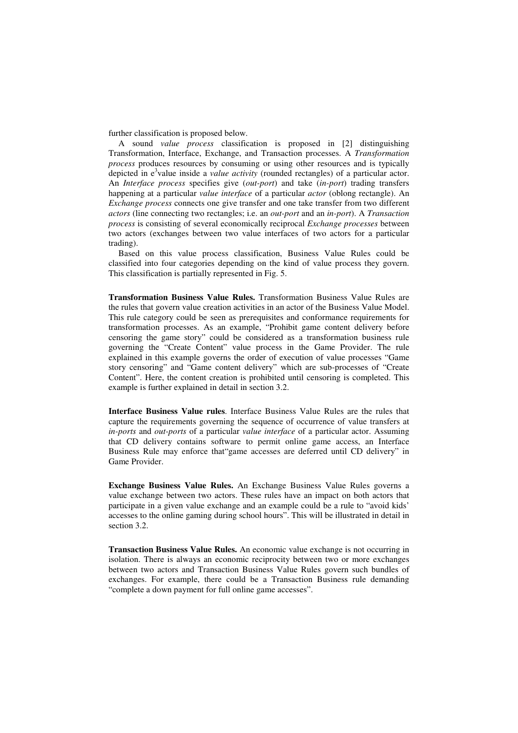further classification is proposed below.

A sound *value process* classification is proposed in [2] distinguishing Transformation, Interface, Exchange, and Transaction processes. A *Transformation process* produces resources by consuming or using other resources and is typically depicted in e$^3$value inside a *value activity* (rounded rectangles) of a particular actor. An *Interface process* specifies give (*out-port*) and take (*in-port*) trading transfers happening at a particular *value interface* of a particular *actor* (oblong rectangle). An *Exchange process* connects one give transfer and one take transfer from two different *actors* (line connecting two rectangles; i.e. an *out-port* and an *in-port*). A *Transaction process* is consisting of several economically reciprocal *Exchange processes* between two actors (exchanges between two value interfaces of two actors for a particular trading).

Based on this value process classification, Business Value Rules could be classified into four categories depending on the kind of value process they govern. This classification is partially represented in Fig. 5.

**Transformation Business Value Rules.** Transformation Business Value Rules are the rules that govern value creation activities in an actor of the Business Value Model. This rule category could be seen as prerequisites and conformance requirements for transformation processes. As an example, "Prohibit game content delivery before censoring the game story" could be considered as a transformation business rule governing the "Create Content" value process in the Game Provider. The rule explained in this example governs the order of execution of value processes "Game story censoring" and "Game content delivery" which are sub-processes of "Create Content". Here, the content creation is prohibited until censoring is completed. This example is further explained in detail in section 3.2.

**Interface Business Value rules**. Interface Business Value Rules are the rules that capture the requirements governing the sequence of occurrence of value transfers at *in-ports* and *out-ports* of a particular *value interface* of a particular actor. Assuming that CD delivery contains software to permit online game access, an Interface Business Rule may enforce that"game accesses are deferred until CD delivery" in Game Provider.

**Exchange Business Value Rules.** An Exchange Business Value Rules governs a value exchange between two actors. These rules have an impact on both actors that participate in a given value exchange and an example could be a rule to "avoid kids' accesses to the online gaming during school hours". This will be illustrated in detail in section 3.2.

**Transaction Business Value Rules.** An economic value exchange is not occurring in isolation. There is always an economic reciprocity between two or more exchanges between two actors and Transaction Business Value Rules govern such bundles of exchanges. For example, there could be a Transaction Business rule demanding "complete a down payment for full online game accesses".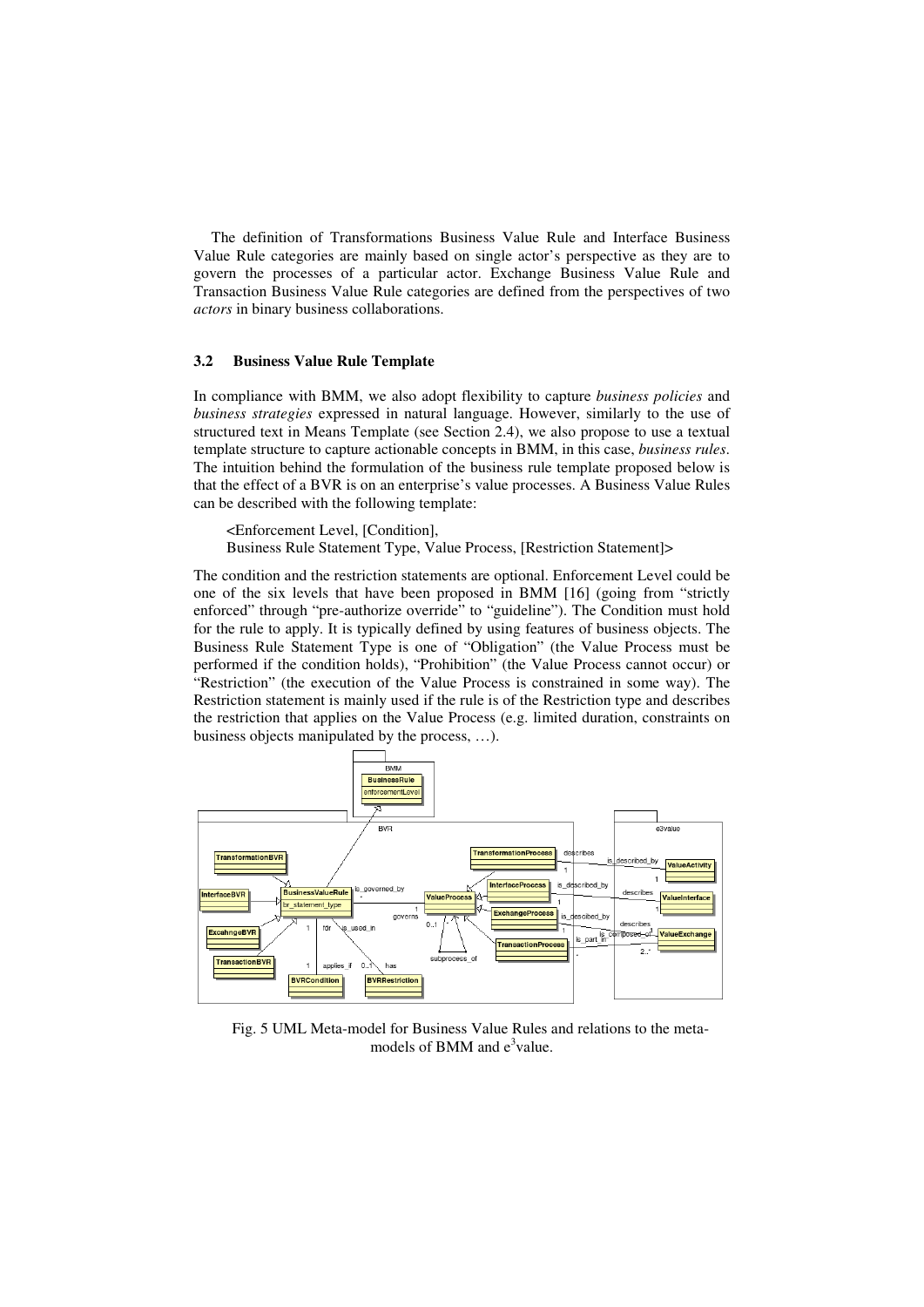The definition of Transformations Business Value Rule and Interface Business Value Rule categories are mainly based on single actor's perspective as they are to govern the processes of a particular actor. Exchange Business Value Rule and Transaction Business Value Rule categories are defined from the perspectives of two *actors* in binary business collaborations.

### 3.2 Business Value Rule Template

In compliance with BMM, we also adopt flexibility to capture *business policies* and *business strategies* expressed in natural language. However, similarly to the use of structured text in Means Template (see Section 2.4), we also propose to use a textual template structure to capture actionable concepts in BMM, in this case, *business rules*. The intuition behind the formulation of the business rule template proposed below is that the effect of a BVR is on an enterprise's value processes. A Business Value Rules can be described with the following template:

> <Enforcement Level, [Condition],
> Business Rule Statement Type, Value Process, [Restriction Statement]>

The condition and the restriction statements are optional. Enforcement Level could be one of the six levels that have been proposed in BMM [16] (going from "strictly enforced" through "pre-authorize override" to "guideline"). The Condition must hold for the rule to apply. It is typically defined by using features of business objects. The Business Rule Statement Type is one of "Obligation" (the Value Process must be performed if the condition holds), "Prohibition" (the Value Process cannot occur) or "Restriction" (the execution of the Value Process is constrained in some way). The Restriction statement is mainly used if the rule is of the Restriction type and describes the restriction that applies on the Value Process (e.g. limited duration, constraints on business objects manipulated by the process, …).

Fig. 5 UML Meta-model for Business Value Rules and relations to the meta-models of BMM and $e^3$value.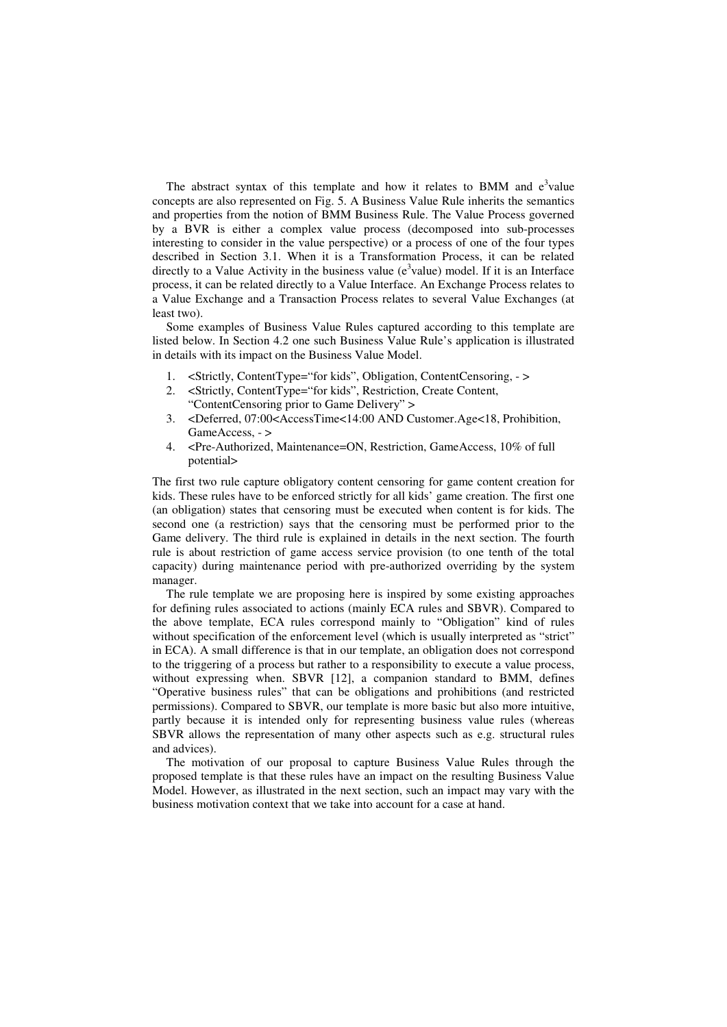The abstract syntax of this template and how it relates to BMM and $e^3$value concepts are also represented on Fig. 5. A Business Value Rule inherits the semantics and properties from the notion of BMM Business Rule. The Value Process governed by a BVR is either a complex value process (decomposed into sub-processes interesting to consider in the value perspective) or a process of one of the four types described in Section 3.1. When it is a Transformation Process, it can be related directly to a Value Activity in the business value ($e^3$value) model. If it is an Interface process, it can be related directly to a Value Interface. An Exchange Process relates to a Value Exchange and a Transaction Process relates to several Value Exchanges (at least two).

Some examples of Business Value Rules captured according to this template are listed below. In Section 4.2 one such Business Value Rule's application is illustrated in details with its impact on the Business Value Model.

1. <Strictly, ContentType="for kids", Obligation, ContentCensoring, - >
2. <Strictly, ContentType="for kids", Restriction, Create Content, "ContentCensoring prior to Game Delivery" >
3. <Deferred, 07:00<AccessTime<14:00 AND Customer.Age<18, Prohibition, GameAccess, - >
4. <Pre-Authorized, Maintenance=ON, Restriction, GameAccess, 10% of full potential>

The first two rule capture obligatory content censoring for game content creation for kids. These rules have to be enforced strictly for all kids' game creation. The first one (an obligation) states that censoring must be executed when content is for kids. The second one (a restriction) says that the censoring must be performed prior to the Game delivery. The third rule is explained in details in the next section. The fourth rule is about restriction of game access service provision (to one tenth of the total capacity) during maintenance period with pre-authorized overriding by the system manager.

The rule template we are proposing here is inspired by some existing approaches for defining rules associated to actions (mainly ECA rules and SBVR). Compared to the above template, ECA rules correspond mainly to "Obligation" kind of rules without specification of the enforcement level (which is usually interpreted as "strict" in ECA). A small difference is that in our template, an obligation does not correspond to the triggering of a process but rather to a responsibility to execute a value process, without expressing when. SBVR [12], a companion standard to BMM, defines "Operative business rules" that can be obligations and prohibitions (and restricted permissions). Compared to SBVR, our template is more basic but also more intuitive, partly because it is intended only for representing business value rules (whereas SBVR allows the representation of many other aspects such as e.g. structural rules and advices).

The motivation of our proposal to capture Business Value Rules through the proposed template is that these rules have an impact on the resulting Business Value Model. However, as illustrated in the next section, such an impact may vary with the business motivation context that we take into account for a case at hand.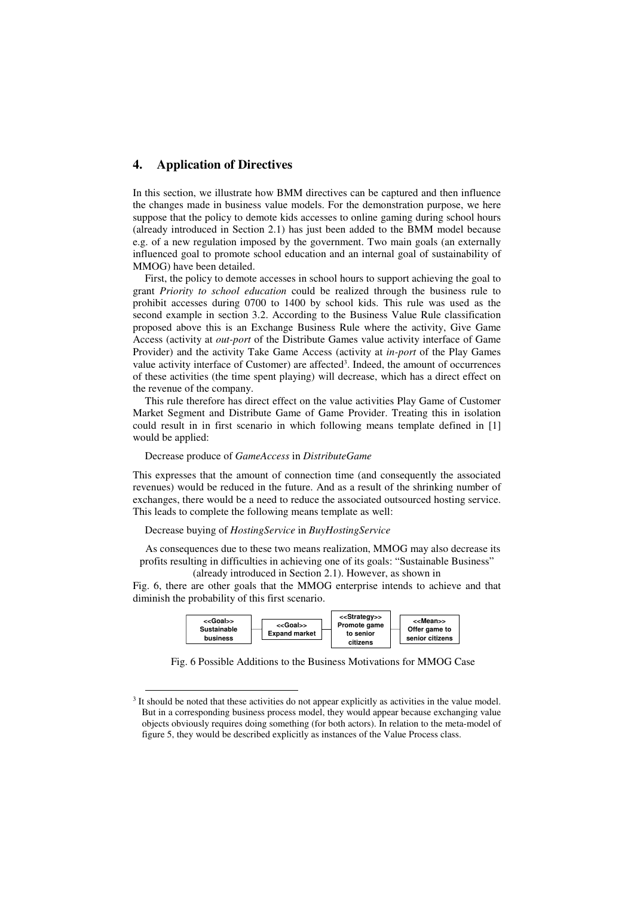## 4. Application of Directives

In this section, we illustrate how BMM directives can be captured and then influence the changes made in business value models. For the demonstration purpose, we here suppose that the policy to demote kids accesses to online gaming during school hours (already introduced in Section 2.1) has just been added to the BMM model because e.g. of a new regulation imposed by the government. Two main goals (an externally influenced goal to promote school education and an internal goal of sustainability of MMOG) have been detailed.

First, the policy to demote accesses in school hours to support achieving the goal to grant *Priority to school education* could be realized through the business rule to prohibit accesses during 0700 to 1400 by school kids. This rule was used as the second example in section 3.2. According to the Business Value Rule classification proposed above this is an Exchange Business Rule where the activity, Give Game Access (activity at *out-port* of the Distribute Games value activity interface of Game Provider) and the activity Take Game Access (activity at *in-port* of the Play Games value activity interface of Customer) are affected[3]. Indeed, the amount of occurrences of these activities (the time spent playing) will decrease, which has a direct effect on the revenue of the company.

This rule therefore has direct effect on the value activities Play Game of Customer Market Segment and Distribute Game of Game Provider. Treating this in isolation could result in in first scenario in which following means template defined in [1] would be applied:

Decrease produce of *GameAccess* in *DistributeGame*

This expresses that the amount of connection time (and consequently the associated revenues) would be reduced in the future. And as a result of the shrinking number of exchanges, there would be a need to reduce the associated outsourced hosting service. This leads to complete the following means template as well:

Decrease buying of *HostingService* in *BuyHostingService*

As consequences due to these two means realization, MMOG may also decrease its profits resulting in difficulties in achieving one of its goals: "Sustainable Business" (already introduced in Section 2.1). However, as shown in Fig. 6, there are other goals that the MMOG enterprise intends to achieve and that diminish the probability of this first scenario.

<<Goal>> Sustainable business — <<Goal>> Expand market — <<Strategy>> Promote game to senior citizens — <<Mean>> Offer game to senior citizens

Fig. 6 Possible Additions to the Business Motivations for MMOG Case

[3] It should be noted that these activities do not appear explicitly as activities in the value model. But in a corresponding business process model, they would appear because exchanging value objects obviously requires doing something (for both actors). In relation to the meta-model of figure 5, they would be described explicitly as instances of the Value Process class.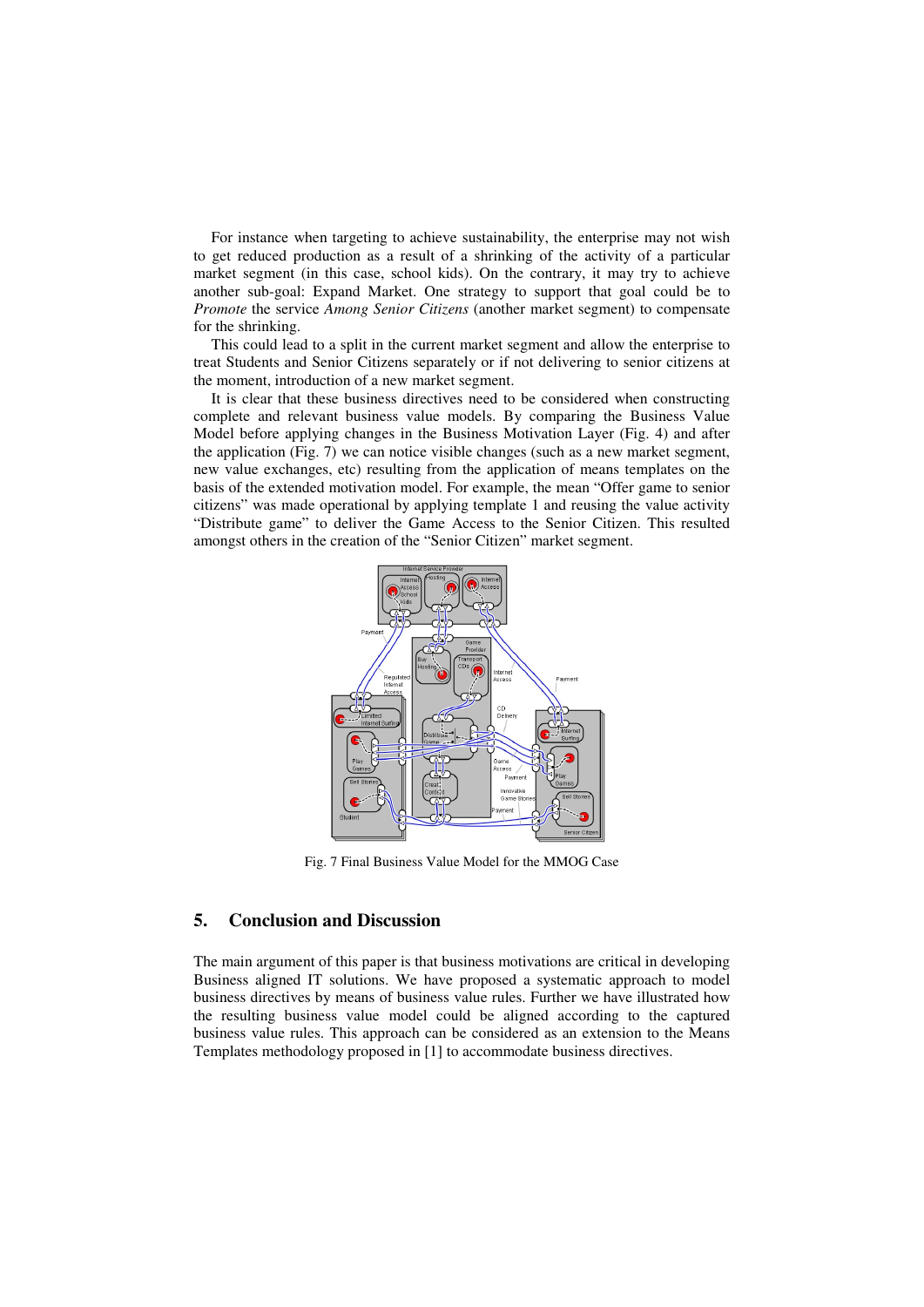For instance when targeting to achieve sustainability, the enterprise may not wish to get reduced production as a result of a shrinking of the activity of a particular market segment (in this case, school kids). On the contrary, it may try to achieve another sub-goal: Expand Market. One strategy to support that goal could be to *Promote* the service *Among Senior Citizens* (another market segment) to compensate for the shrinking.

This could lead to a split in the current market segment and allow the enterprise to treat Students and Senior Citizens separately or if not delivering to senior citizens at the moment, introduction of a new market segment.

It is clear that these business directives need to be considered when constructing complete and relevant business value models. By comparing the Business Value Model before applying changes in the Business Motivation Layer (Fig. 4) and after the application (Fig. 7) we can notice visible changes (such as a new market segment, new value exchanges, etc) resulting from the application of means templates on the basis of the extended motivation model. For example, the mean "Offer game to senior citizens" was made operational by applying template 1 and reusing the value activity "Distribute game" to deliver the Game Access to the Senior Citizen. This resulted amongst others in the creation of the "Senior Citizen" market segment.

Fig. 7 Final Business Value Model for the MMOG Case

## 5. Conclusion and Discussion

The main argument of this paper is that business motivations are critical in developing Business aligned IT solutions. We have proposed a systematic approach to model business directives by means of business value rules. Further we have illustrated how the resulting business value model could be aligned according to the captured business value rules. This approach can be considered as an extension to the Means Templates methodology proposed in [1] to accommodate business directives.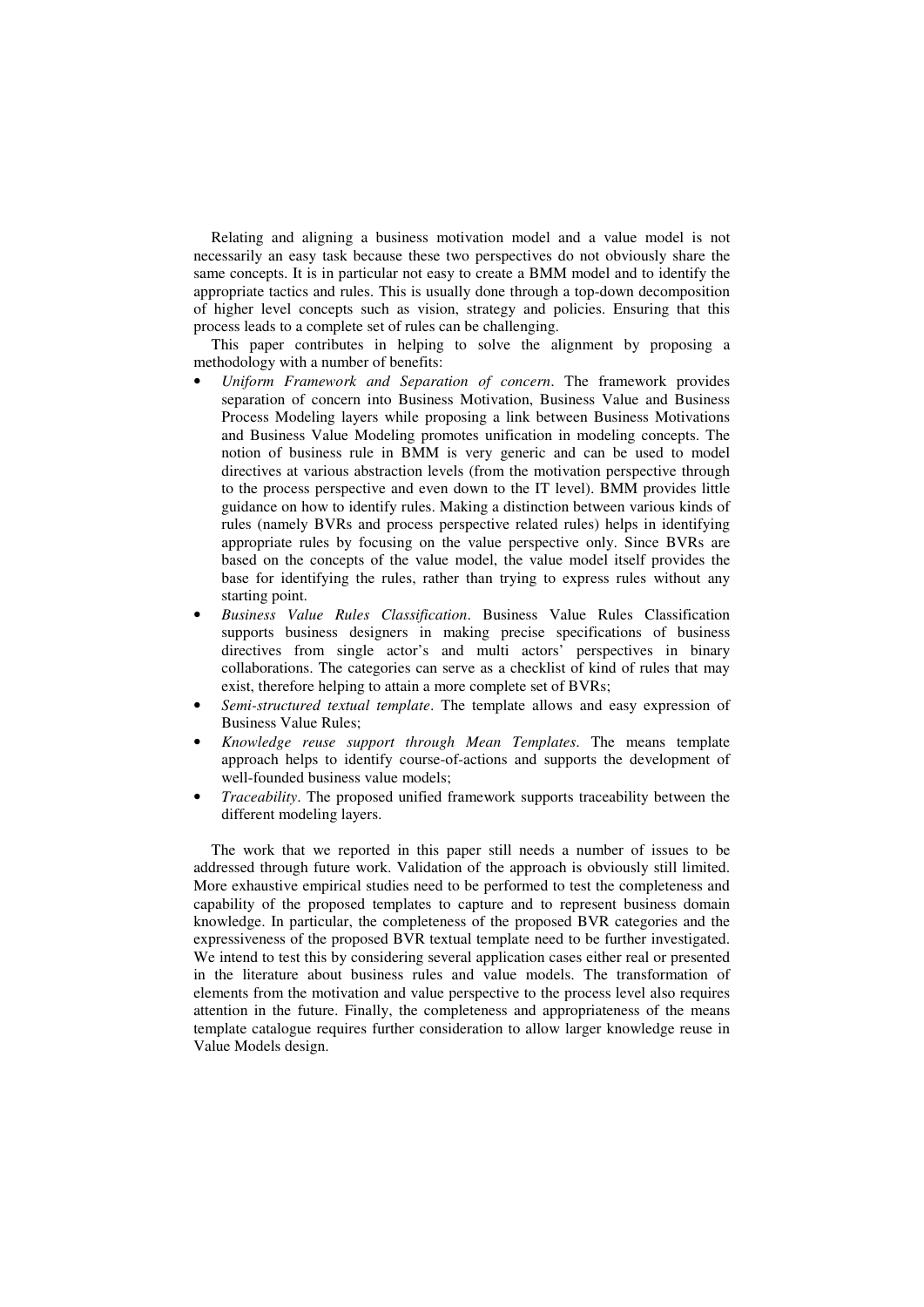Relating and aligning a business motivation model and a value model is not necessarily an easy task because these two perspectives do not obviously share the same concepts. It is in particular not easy to create a BMM model and to identify the appropriate tactics and rules. This is usually done through a top-down decomposition of higher level concepts such as vision, strategy and policies. Ensuring that this process leads to a complete set of rules can be challenging.

This paper contributes in helping to solve the alignment by proposing a methodology with a number of benefits:

- *Uniform Framework and Separation of concern*. The framework provides separation of concern into Business Motivation, Business Value and Business Process Modeling layers while proposing a link between Business Motivations and Business Value Modeling promotes unification in modeling concepts. The notion of business rule in BMM is very generic and can be used to model directives at various abstraction levels (from the motivation perspective through to the process perspective and even down to the IT level). BMM provides little guidance on how to identify rules. Making a distinction between various kinds of rules (namely BVRs and process perspective related rules) helps in identifying appropriate rules by focusing on the value perspective only. Since BVRs are based on the concepts of the value model, the value model itself provides the base for identifying the rules, rather than trying to express rules without any starting point.
- *Business Value Rules Classification*. Business Value Rules Classification supports business designers in making precise specifications of business directives from single actor's and multi actors' perspectives in binary collaborations. The categories can serve as a checklist of kind of rules that may exist, therefore helping to attain a more complete set of BVRs;
- *Semi-structured textual template*. The template allows and easy expression of Business Value Rules;
- *Knowledge reuse support through Mean Templates*. The means template approach helps to identify course-of-actions and supports the development of well-founded business value models;
- *Traceability*. The proposed unified framework supports traceability between the different modeling layers.

The work that we reported in this paper still needs a number of issues to be addressed through future work. Validation of the approach is obviously still limited. More exhaustive empirical studies need to be performed to test the completeness and capability of the proposed templates to capture and to represent business domain knowledge. In particular, the completeness of the proposed BVR categories and the expressiveness of the proposed BVR textual template need to be further investigated. We intend to test this by considering several application cases either real or presented in the literature about business rules and value models. The transformation of elements from the motivation and value perspective to the process level also requires attention in the future. Finally, the completeness and appropriateness of the means template catalogue requires further consideration to allow larger knowledge reuse in Value Models design.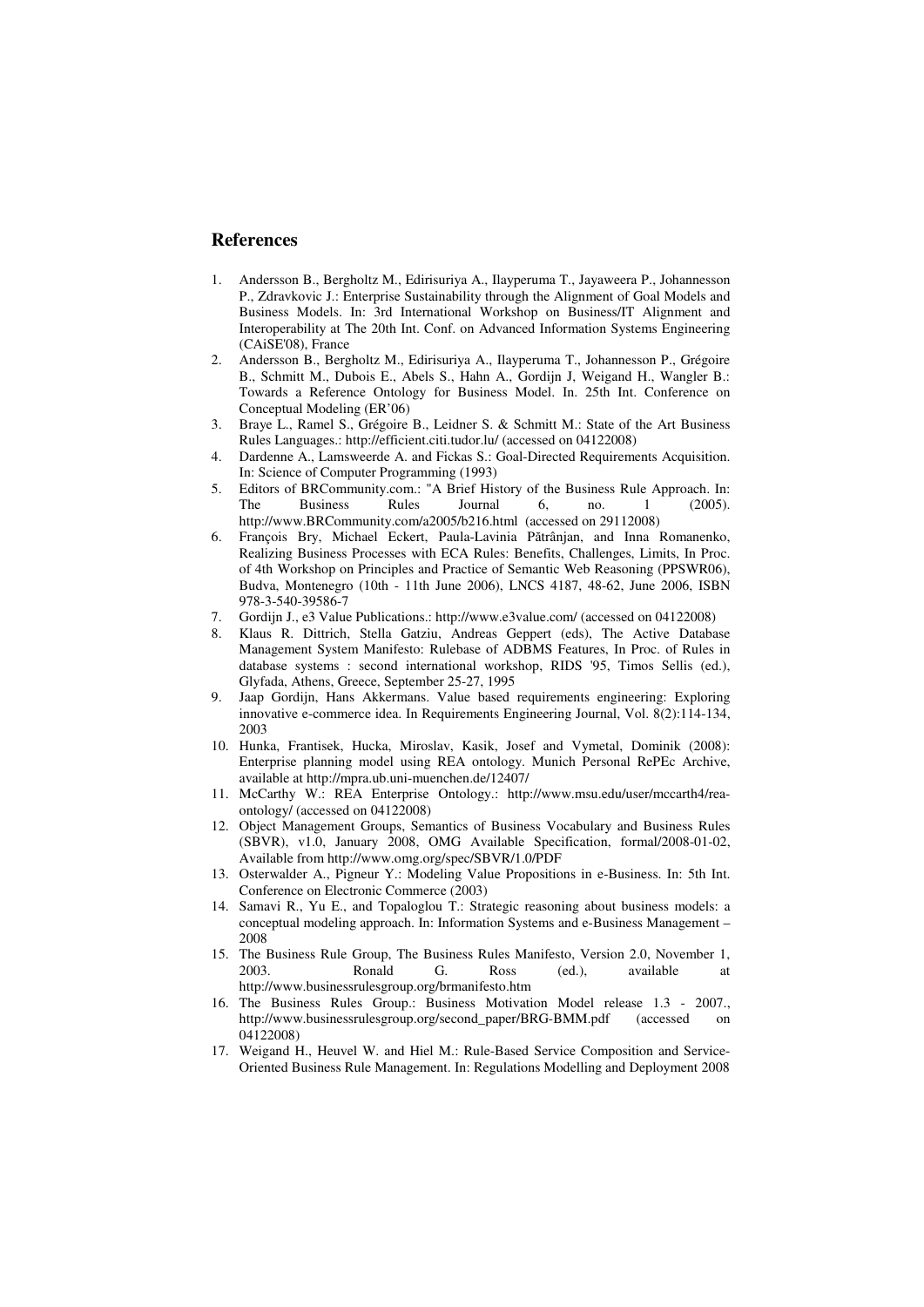## References

1. Andersson B., Bergholtz M., Edirisuriya A., Ilayperuma T., Jayaweera P., Johannesson P., Zdravkovic J.: Enterprise Sustainability through the Alignment of Goal Models and Business Models. In: 3rd International Workshop on Business/IT Alignment and Interoperability at The 20th Int. Conf. on Advanced Information Systems Engineering (CAiSE'08), France
2. Andersson B., Bergholtz M., Edirisuriya A., Ilayperuma T., Johannesson P., Grégoire B., Schmitt M., Dubois E., Abels S., Hahn A., Gordijn J, Weigand H., Wangler B.: Towards a Reference Ontology for Business Model. In. 25th Int. Conference on Conceptual Modeling (ER'06)
3. Braye L., Ramel S., Grégoire B., Leidner S. & Schmitt M.: State of the Art Business Rules Languages.: http://efficient.citi.tudor.lu/ (accessed on 04122008)
4. Dardenne A., Lamsweerde A. and Fickas S.: Goal-Directed Requirements Acquisition. In: Science of Computer Programming (1993)
5. Editors of BRCommunity.com.: "A Brief History of the Business Rule Approach. In: The Business Rules Journal 6, no. 1 (2005). http://www.BRCommunity.com/a2005/b216.html (accessed on 29112008)
6. François Bry, Michael Eckert, Paula-Lavinia Pătrânjan, and Inna Romanenko, Realizing Business Processes with ECA Rules: Benefits, Challenges, Limits, In Proc. of 4th Workshop on Principles and Practice of Semantic Web Reasoning (PPSWR06), Budva, Montenegro (10th - 11th June 2006), LNCS 4187, 48-62, June 2006, ISBN 978-3-540-39586-7
7. Gordijn J., e3 Value Publications.: http://www.e3value.com/ (accessed on 04122008)
8. Klaus R. Dittrich, Stella Gatziu, Andreas Geppert (eds), The Active Database Management System Manifesto: Rulebase of ADBMS Features, In Proc. of Rules in database systems : second international workshop, RIDS '95, Timos Sellis (ed.), Glyfada, Athens, Greece, September 25-27, 1995
9. Jaap Gordijn, Hans Akkermans. Value based requirements engineering: Exploring innovative e-commerce idea. In Requirements Engineering Journal, Vol. 8(2):114-134, 2003
10. Hunka, Frantisek, Hucka, Miroslav, Kasik, Josef and Vymetal, Dominik (2008): Enterprise planning model using REA ontology. Munich Personal RePEc Archive, available at http://mpra.ub.uni-muenchen.de/12407/
11. McCarthy W.: REA Enterprise Ontology.: http://www.msu.edu/user/mccarth4/rea-ontology/ (accessed on 04122008)
12. Object Management Groups, Semantics of Business Vocabulary and Business Rules (SBVR), v1.0, January 2008, OMG Available Specification, formal/2008-01-02, Available from http://www.omg.org/spec/SBVR/1.0/PDF
13. Osterwalder A., Pigneur Y.: Modeling Value Propositions in e-Business. In: 5th Int. Conference on Electronic Commerce (2003)
14. Samavi R., Yu E., and Topaloglou T.: Strategic reasoning about business models: a conceptual modeling approach. In: Information Systems and e-Business Management – 2008
15. The Business Rule Group, The Business Rules Manifesto, Version 2.0, November 1, 2003. Ronald G. Ross (ed.), available at http://www.businessrulesgroup.org/brmanifesto.htm
16. The Business Rules Group.: Business Motivation Model release 1.3 - 2007., http://www.businessrulesgroup.org/second_paper/BRG-BMM.pdf (accessed on 04122008)
17. Weigand H., Heuvel W. and Hiel M.: Rule-Based Service Composition and Service-Oriented Business Rule Management. In: Regulations Modelling and Deployment 2008